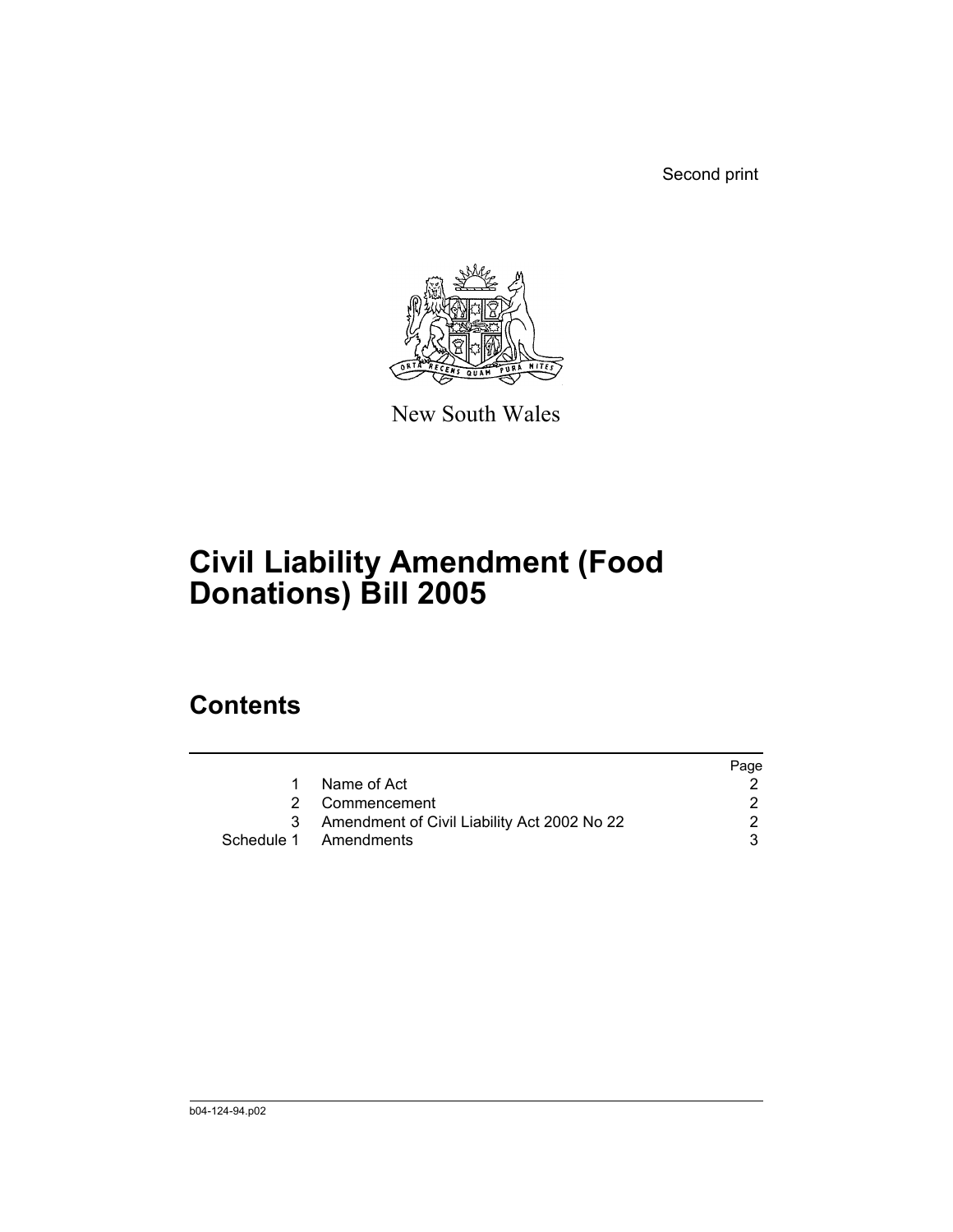Second print

New South Wales

# Civil Liability Amendment (Food Donations) Bill 2005

## Contents

| | | Page |
|---|---|---|
| 1 | Name of Act | 2 |
| 2 | Commencement | 2 |
| 3 | Amendment of Civil Liability Act 2002 No 22 | 2 |
| Schedule 1 | Amendments | 3 |

b04-124-94.p02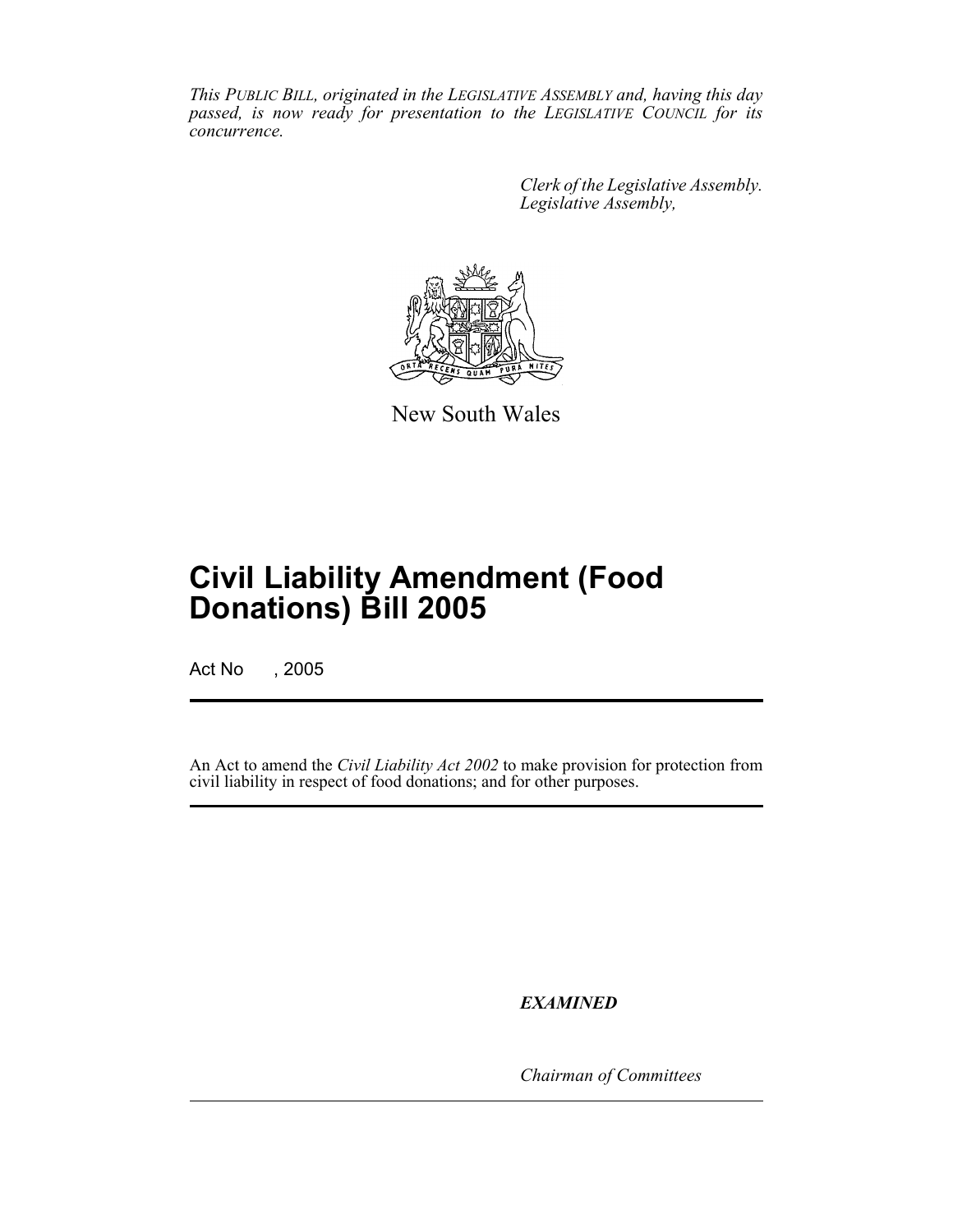*This PUBLIC BILL, originated in the LEGISLATIVE ASSEMBLY and, having this day passed, is now ready for presentation to the LEGISLATIVE COUNCIL for its concurrence.*

*Clerk of the Legislative Assembly.*
*Legislative Assembly,*

New South Wales

# Civil Liability Amendment (Food Donations) Bill 2005

Act No , 2005

An Act to amend the *Civil Liability Act 2002* to make provision for protection from civil liability in respect of food donations; and for other purposes.

***EXAMINED***

*Chairman of Committees*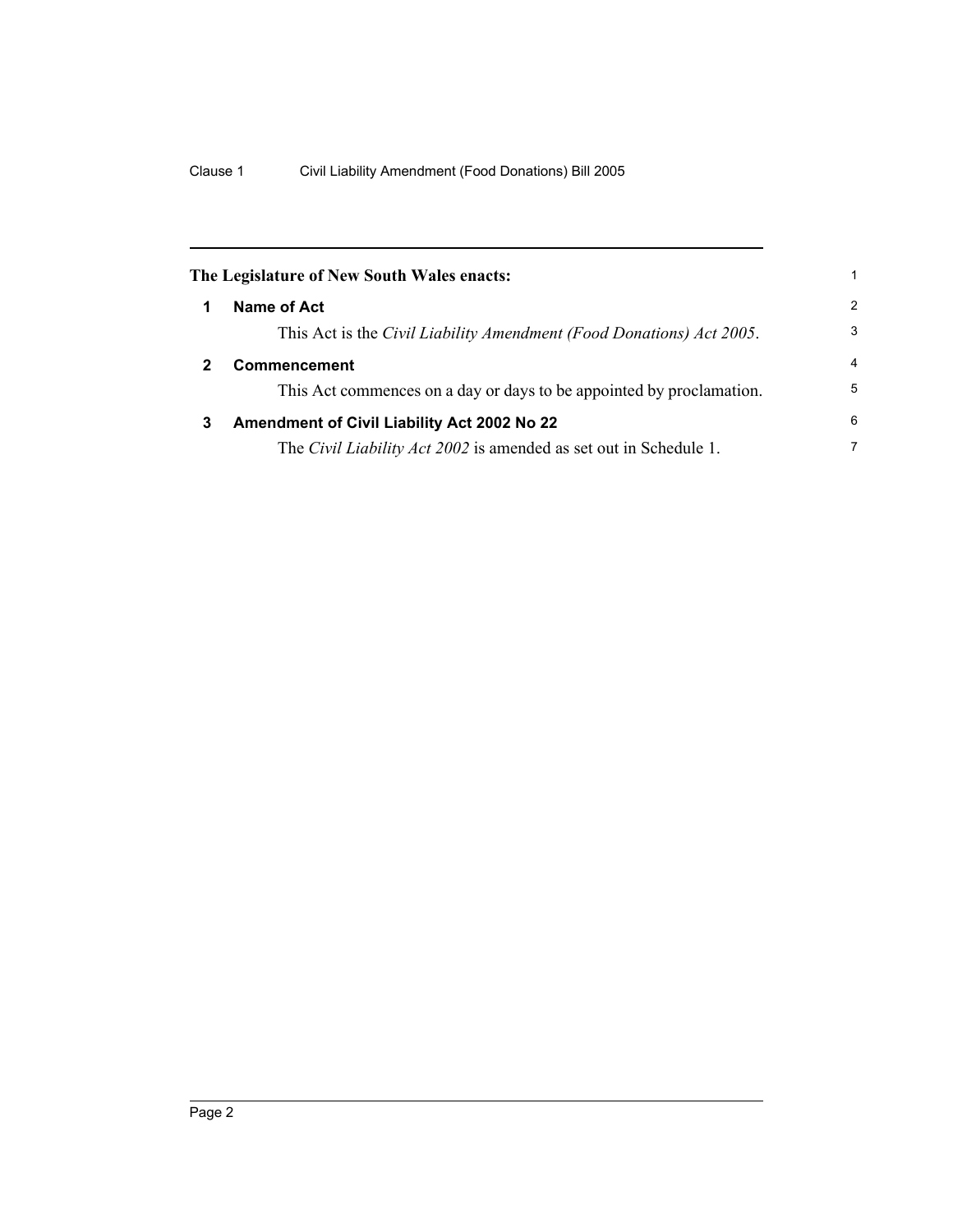**The Legislature of New South Wales enacts:**

## 1 Name of Act

This Act is the *Civil Liability Amendment (Food Donations) Act 2005*.

## 2 Commencement

This Act commences on a day or days to be appointed by proclamation.

## 3 Amendment of Civil Liability Act 2002 No 22

The *Civil Liability Act 2002* is amended as set out in Schedule 1.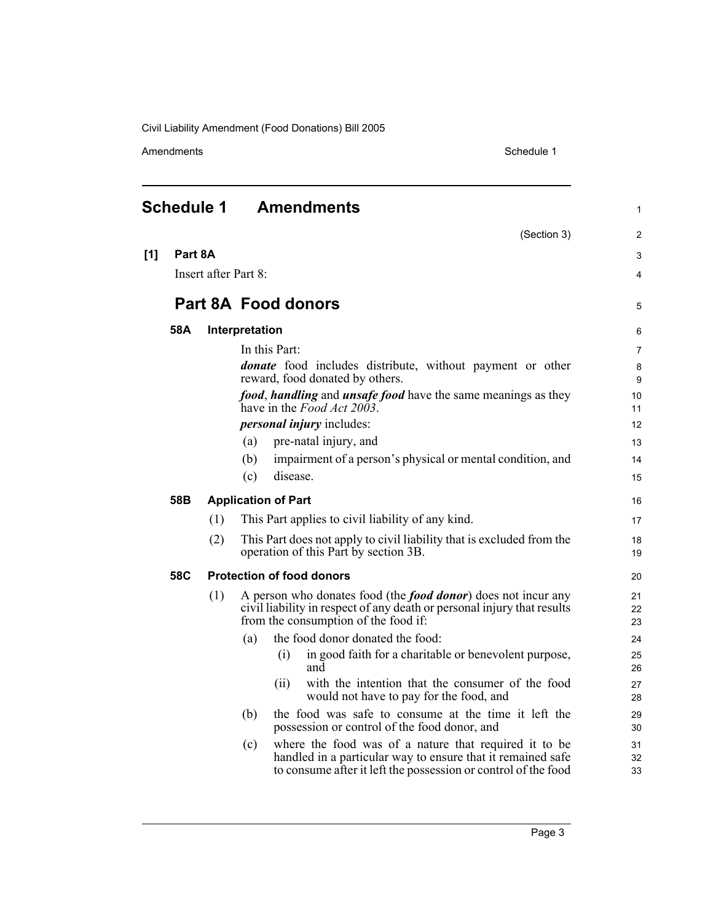# Schedule 1 Amendments

(Section 3)

**[1] Part 8A**

Insert after Part 8:

## Part 8A Food donors

### 58A Interpretation

In this Part:

***donate*** food includes distribute, without payment or other reward, food donated by others.

***food***, ***handling*** and ***unsafe food*** have the same meanings as they have in the *Food Act 2003*.

***personal injury*** includes:

(a) pre-natal injury, and

(b) impairment of a person's physical or mental condition, and

(c) disease.

### 58B Application of Part

(1) This Part applies to civil liability of any kind.

(2) This Part does not apply to civil liability that is excluded from the operation of this Part by section 3B.

### 58C Protection of food donors

(1) A person who donates food (the ***food donor***) does not incur any civil liability in respect of any death or personal injury that results from the consumption of the food if:

(a) the food donor donated the food:

(i) in good faith for a charitable or benevolent purpose, and

(ii) with the intention that the consumer of the food would not have to pay for the food, and

(b) the food was safe to consume at the time it left the possession or control of the food donor, and

(c) where the food was of a nature that required it to be handled in a particular way to ensure that it remained safe to consume after it left the possession or control of the food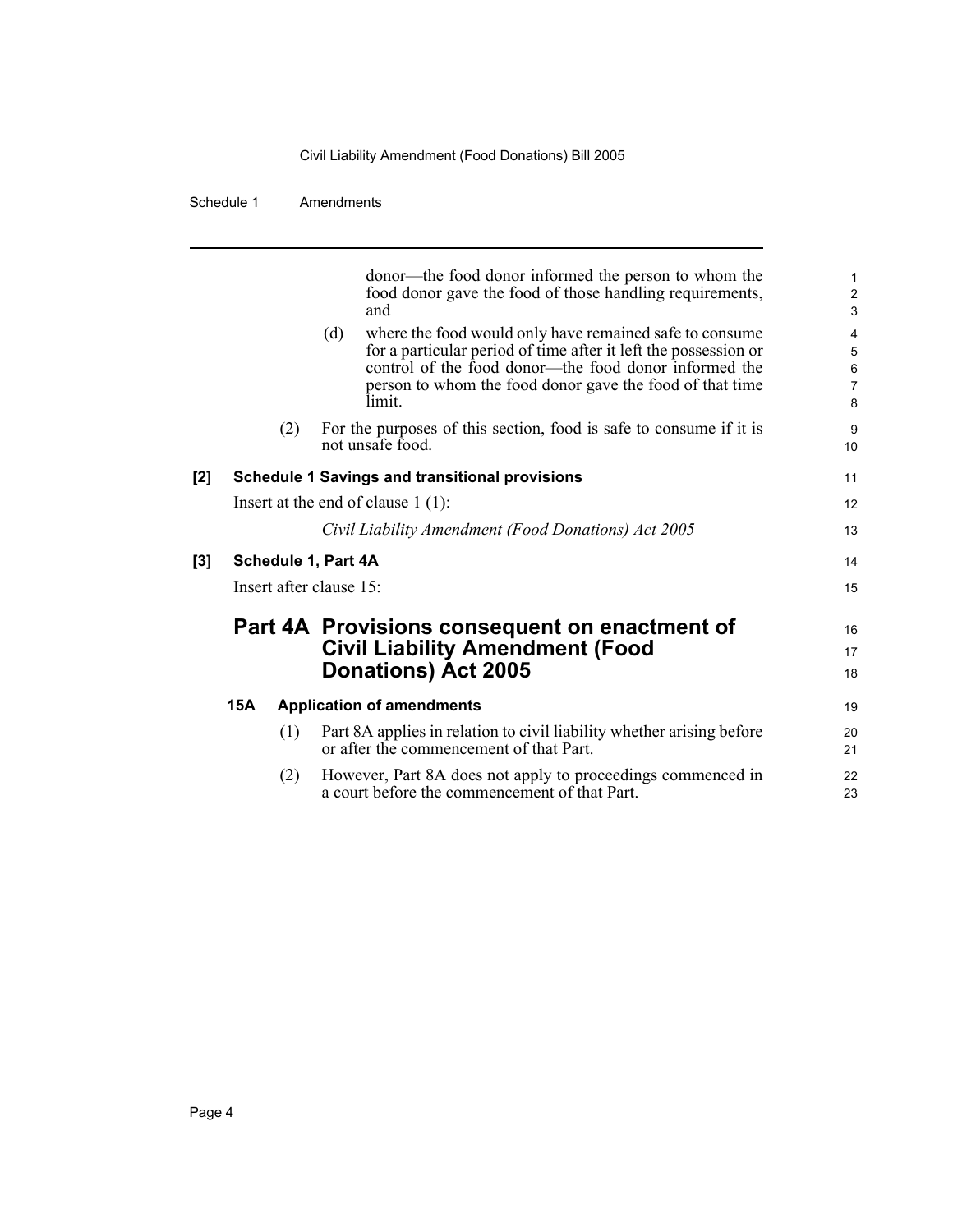donor—the food donor informed the person to whom the food donor gave the food of those handling requirements, and

(d) where the food would only have remained safe to consume for a particular period of time after it left the possession or control of the food donor—the food donor informed the person to whom the food donor gave the food of that time limit.

(2) For the purposes of this section, food is safe to consume if it is not unsafe food.

**[2] Schedule 1 Savings and transitional provisions**

Insert at the end of clause 1 (1):

*Civil Liability Amendment (Food Donations) Act 2005*

**[3] Schedule 1, Part 4A**

Insert after clause 15:

## Part 4A Provisions consequent on enactment of Civil Liability Amendment (Food Donations) Act 2005

**15A Application of amendments**

(1) Part 8A applies in relation to civil liability whether arising before or after the commencement of that Part.

(2) However, Part 8A does not apply to proceedings commenced in a court before the commencement of that Part.